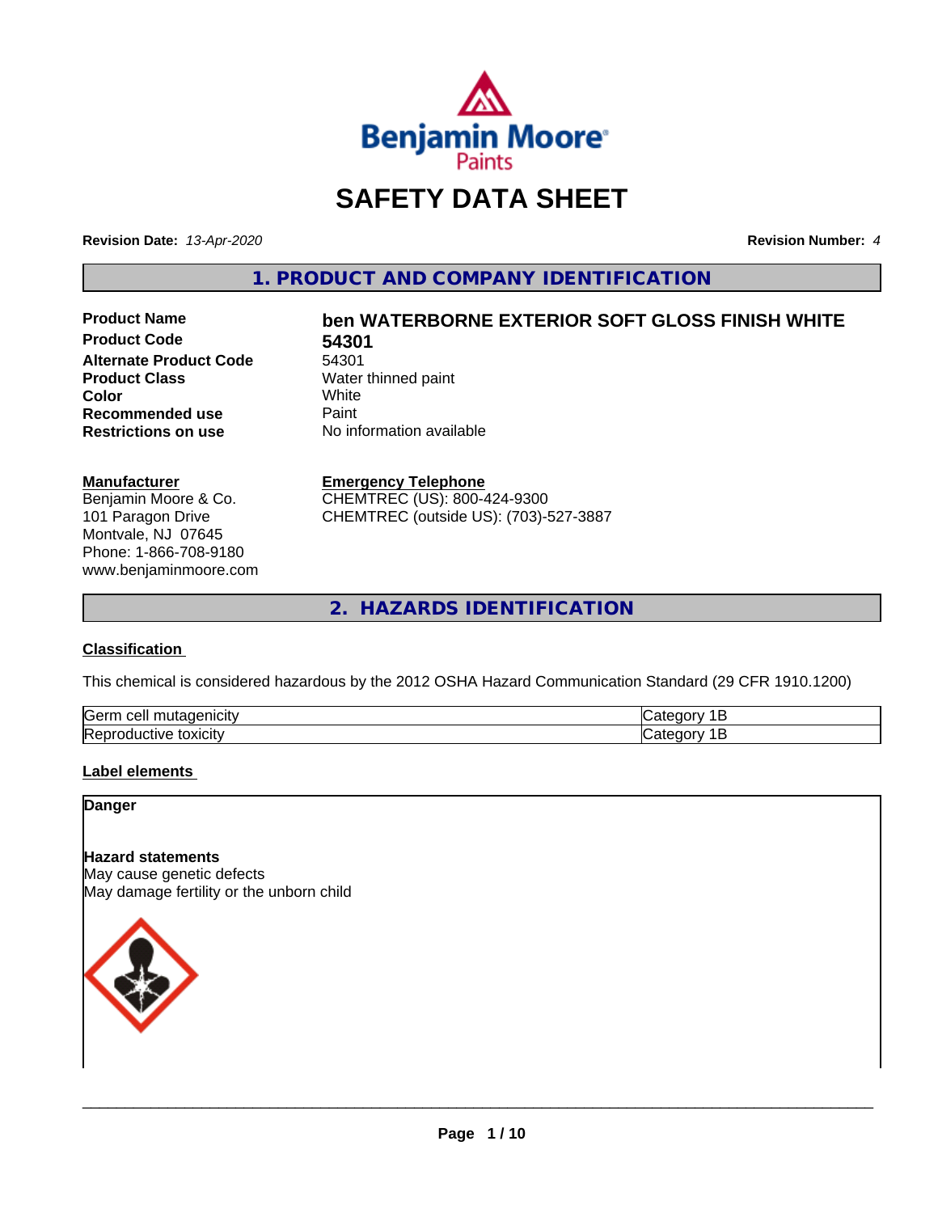# SAFETY DATA SHEET

**Revision Date:** *13-Apr-2020*

**Revision Number:** *4*

## 1. PRODUCT AND COMPANY IDENTIFICATION

| | |
|---|---|
| **Product Name** | **ben WATERBORNE EXTERIOR SOFT GLOSS FINISH WHITE** |
| **Product Code** | **54301** |
| **Alternate Product Code** | 54301 |
| **Product Class** | Water thinned paint |
| **Color** | White |
| **Recommended use** | Paint |
| **Restrictions on use** | No information available |

**Manufacturer**
Benjamin Moore & Co.
101 Paragon Drive
Montvale, NJ 07645
Phone: 1-866-708-9180
www.benjaminmoore.com

**Emergency Telephone**
CHEMTREC (US): 800-424-9300
CHEMTREC (outside US): (703)-527-3887

## 2. HAZARDS IDENTIFICATION

### Classification

This chemical is considered hazardous by the 2012 OSHA Hazard Communication Standard (29 CFR 1910.1200)

| | |
|---|---|
| Germ cell mutagenicity | Category 1B |
| Reproductive toxicity | Category 1B |

### Label elements

**Danger**

**Hazard statements**
May cause genetic defects
May damage fertility or the unborn child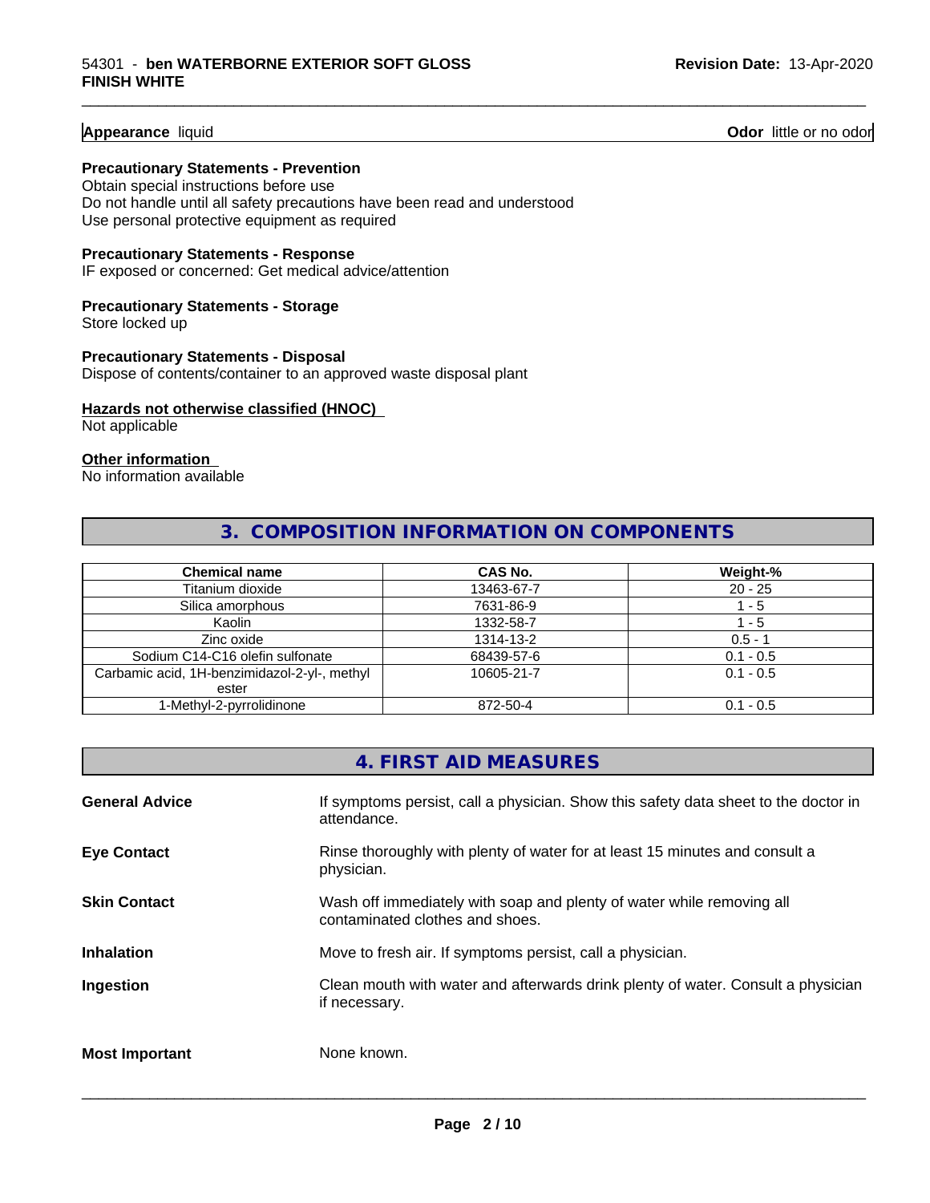**Appearance** liquid **Odor** little or no odor

**Precautionary Statements - Prevention**
Obtain special instructions before use
Do not handle until all safety precautions have been read and understood
Use personal protective equipment as required

**Precautionary Statements - Response**
IF exposed or concerned: Get medical advice/attention

**Precautionary Statements - Storage**
Store locked up

**Precautionary Statements - Disposal**
Dispose of contents/container to an approved waste disposal plant

**Hazards not otherwise classified (HNOC)**
Not applicable

**Other information**
No information available

## 3. COMPOSITION INFORMATION ON COMPONENTS

| Chemical name | CAS No. | Weight-% |
|---|---|---|
| Titanium dioxide | 13463-67-7 | 20 - 25 |
| Silica amorphous | 7631-86-9 | 1 - 5 |
| Kaolin | 1332-58-7 | 1 - 5 |
| Zinc oxide | 1314-13-2 | 0.5 - 1 |
| Sodium C14-C16 olefin sulfonate | 68439-57-6 | 0.1 - 0.5 |
| Carbamic acid, 1H-benzimidazol-2-yl-, methyl ester | 10605-21-7 | 0.1 - 0.5 |
| 1-Methyl-2-pyrrolidinone | 872-50-4 | 0.1 - 0.5 |

## 4. FIRST AID MEASURES

**General Advice** If symptoms persist, call a physician. Show this safety data sheet to the doctor in attendance.

**Eye Contact** Rinse thoroughly with plenty of water for at least 15 minutes and consult a physician.

**Skin Contact** Wash off immediately with soap and plenty of water while removing all contaminated clothes and shoes.

**Inhalation** Move to fresh air. If symptoms persist, call a physician.

**Ingestion** Clean mouth with water and afterwards drink plenty of water. Consult a physician if necessary.

**Most Important** None known.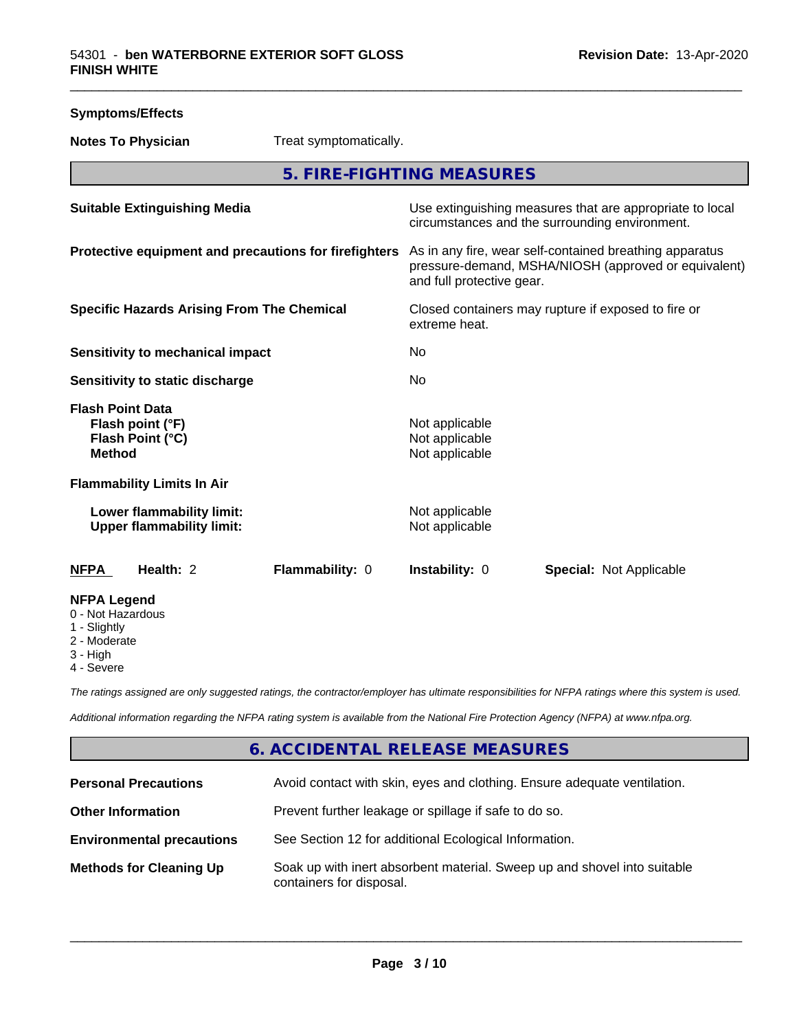**Symptoms/Effects**

| | |
|---|---|
| **Notes To Physician** | Treat symptomatically. |

## 5. FIRE-FIGHTING MEASURES

| | |
|---|---|
| **Suitable Extinguishing Media** | Use extinguishing measures that are appropriate to local circumstances and the surrounding environment. |
| **Protective equipment and precautions for firefighters** | As in any fire, wear self-contained breathing apparatus pressure-demand, MSHA/NIOSH (approved or equivalent) and full protective gear. |
| **Specific Hazards Arising From The Chemical** | Closed containers may rupture if exposed to fire or extreme heat. |
| **Sensitivity to mechanical impact** | No |
| **Sensitivity to static discharge** | No |
| **Flash Point Data** | |
| **Flash point (°F)** | Not applicable |
| **Flash Point (°C)** | Not applicable |
| **Method** | Not applicable |
| **Flammability Limits In Air** | |
| **Lower flammability limit:** | Not applicable |
| **Upper flammability limit:** | Not applicable |

| **NFPA** | **Health:** 2 | **Flammability:** 0 | **Instability:** 0 | **Special:** Not Applicable |
|---|---|---|---|---|

**NFPA Legend**
- 0 - Not Hazardous
- 1 - Slightly
- 2 - Moderate
- 3 - High
- 4 - Severe

*The ratings assigned are only suggested ratings, the contractor/employer has ultimate responsibilities for NFPA ratings where this system is used.*

*Additional information regarding the NFPA rating system is available from the National Fire Protection Agency (NFPA) at www.nfpa.org.*

## 6. ACCIDENTAL RELEASE MEASURES

| | |
|---|---|
| **Personal Precautions** | Avoid contact with skin, eyes and clothing. Ensure adequate ventilation. |
| **Other Information** | Prevent further leakage or spillage if safe to do so. |
| **Environmental precautions** | See Section 12 for additional Ecological Information. |
| **Methods for Cleaning Up** | Soak up with inert absorbent material. Sweep up and shovel into suitable containers for disposal. |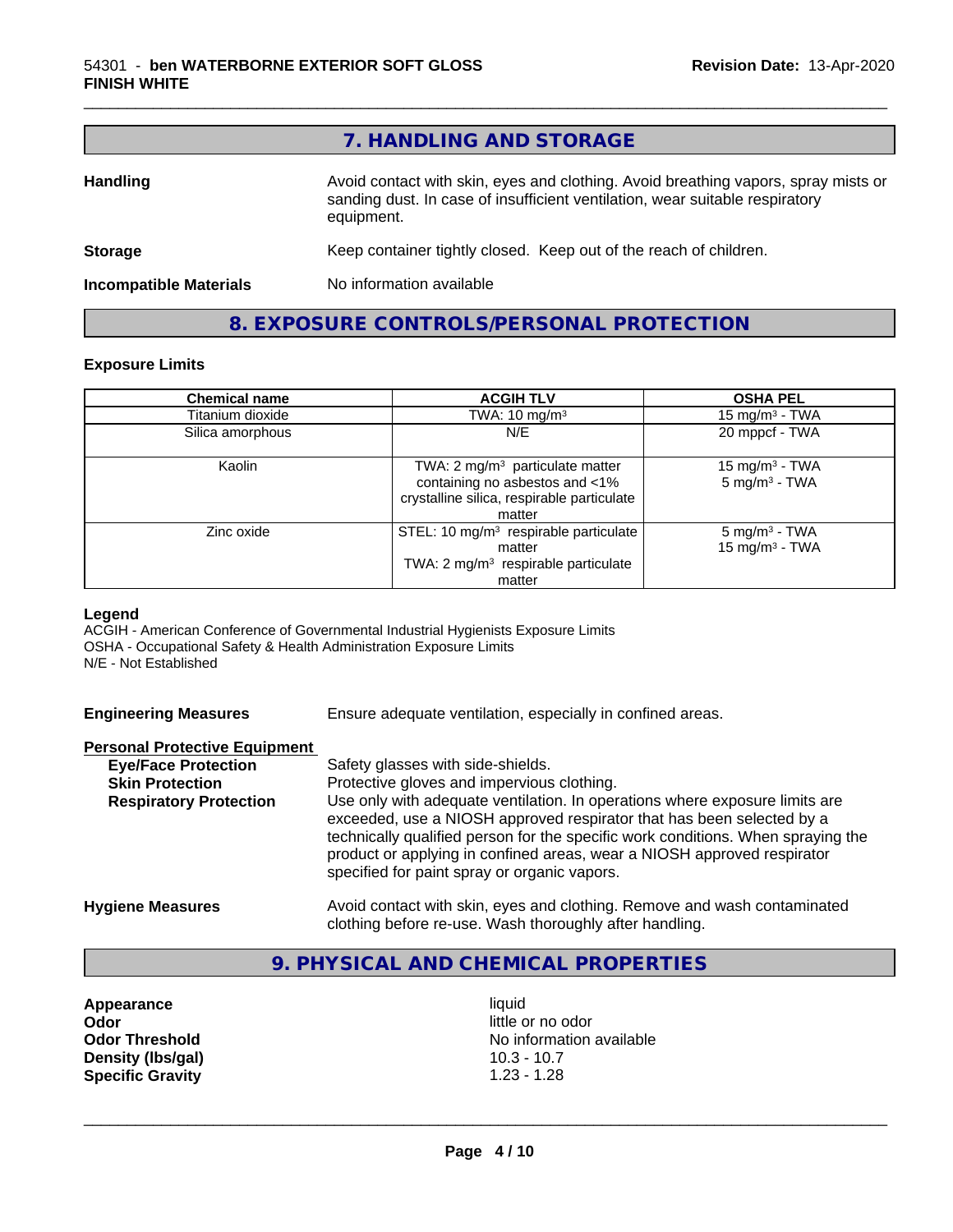## 7. HANDLING AND STORAGE

**Handling** Avoid contact with skin, eyes and clothing. Avoid breathing vapors, spray mists or sanding dust. In case of insufficient ventilation, wear suitable respiratory equipment.

**Storage** Keep container tightly closed. Keep out of the reach of children.

**Incompatible Materials** No information available

## 8. EXPOSURE CONTROLS/PERSONAL PROTECTION

### Exposure Limits

| Chemical name | ACGIH TLV | OSHA PEL |
|---|---|---|
| Titanium dioxide | TWA: 10 mg/m³ | 15 mg/m³ - TWA |
| Silica amorphous | N/E | 20 mppcf - TWA |
| Kaolin | TWA: 2 mg/m³ particulate matter containing no asbestos and <1% crystalline silica, respirable particulate matter | 15 mg/m³ - TWA<br>5 mg/m³ - TWA |
| Zinc oxide | STEL: 10 mg/m³ respirable particulate matter<br>TWA: 2 mg/m³ respirable particulate matter | 5 mg/m³ - TWA<br>15 mg/m³ - TWA |

**Legend**
ACGIH - American Conference of Governmental Industrial Hygienists Exposure Limits
OSHA - Occupational Safety & Health Administration Exposure Limits
N/E - Not Established

**Engineering Measures** Ensure adequate ventilation, especially in confined areas.

**Personal Protective Equipment**

**Eye/Face Protection** Safety glasses with side-shields.

**Skin Protection** Protective gloves and impervious clothing.

**Respiratory Protection** Use only with adequate ventilation. In operations where exposure limits are exceeded, use a NIOSH approved respirator that has been selected by a technically qualified person for the specific work conditions. When spraying the product or applying in confined areas, wear a NIOSH approved respirator specified for paint spray or organic vapors.

**Hygiene Measures** Avoid contact with skin, eyes and clothing. Remove and wash contaminated clothing before re-use. Wash thoroughly after handling.

## 9. PHYSICAL AND CHEMICAL PROPERTIES

**Appearance** liquid
**Odor** little or no odor
**Odor Threshold** No information available
**Density (lbs/gal)** 10.3 - 10.7
**Specific Gravity** 1.23 - 1.28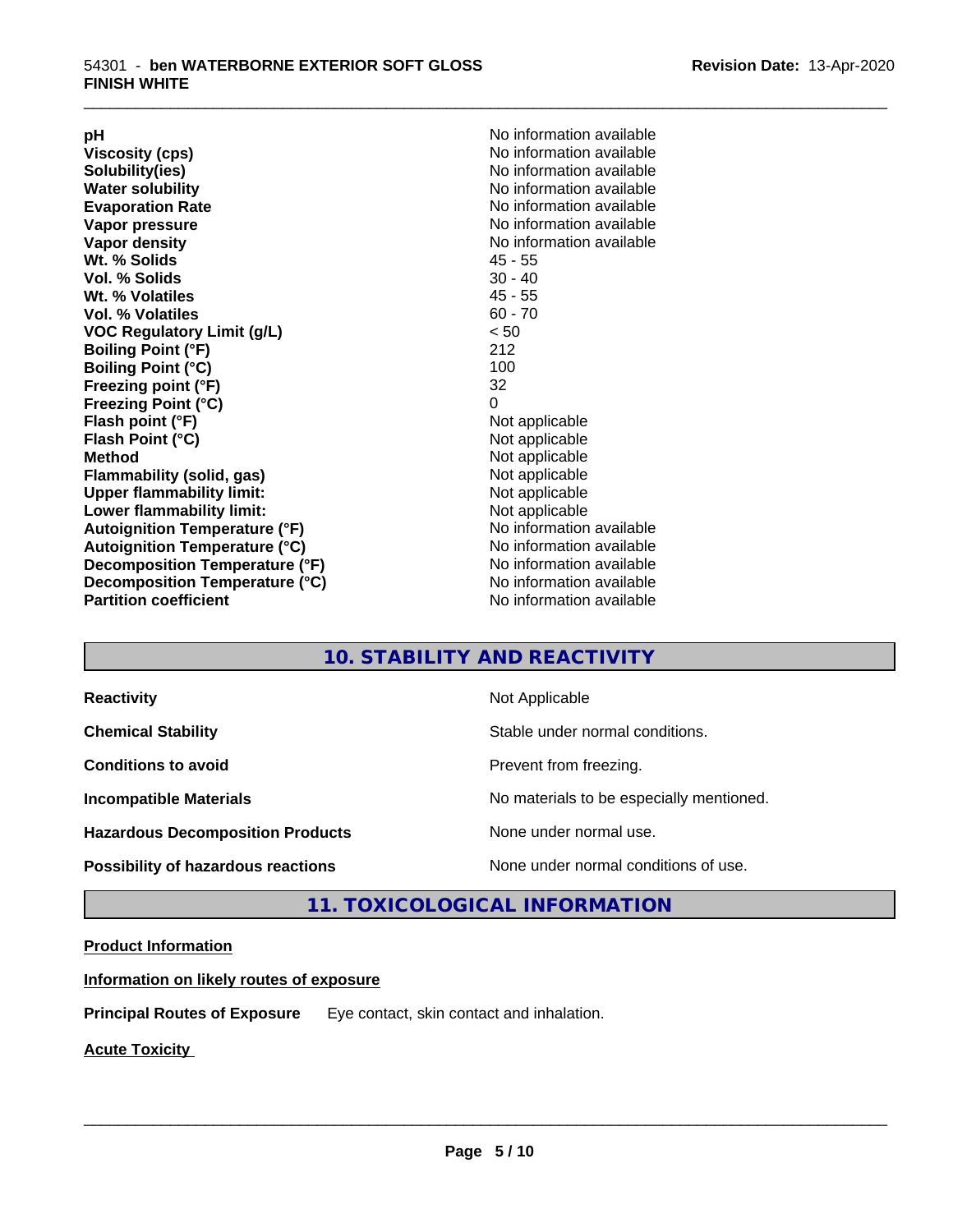| | |
|---|---|
| **pH** | No information available |
| **Viscosity (cps)** | No information available |
| **Solubility(ies)** | No information available |
| **Water solubility** | No information available |
| **Evaporation Rate** | No information available |
| **Vapor pressure** | No information available |
| **Vapor density** | No information available |
| **Wt. % Solids** | 45 - 55 |
| **Vol. % Solids** | 30 - 40 |
| **Wt. % Volatiles** | 45 - 55 |
| **Vol. % Volatiles** | 60 - 70 |
| **VOC Regulatory Limit (g/L)** | < 50 |
| **Boiling Point (°F)** | 212 |
| **Boiling Point (°C)** | 100 |
| **Freezing point (°F)** | 32 |
| **Freezing Point (°C)** | 0 |
| **Flash point (°F)** | Not applicable |
| **Flash Point (°C)** | Not applicable |
| **Method** | Not applicable |
| **Flammability (solid, gas)** | Not applicable |
| **Upper flammability limit:** | Not applicable |
| **Lower flammability limit:** | Not applicable |
| **Autoignition Temperature (°F)** | No information available |
| **Autoignition Temperature (°C)** | No information available |
| **Decomposition Temperature (°F)** | No information available |
| **Decomposition Temperature (°C)** | No information available |
| **Partition coefficient** | No information available |

## 10. STABILITY AND REACTIVITY

| | |
|---|---|
| **Reactivity** | Not Applicable |
| **Chemical Stability** | Stable under normal conditions. |
| **Conditions to avoid** | Prevent from freezing. |
| **Incompatible Materials** | No materials to be especially mentioned. |
| **Hazardous Decomposition Products** | None under normal use. |
| **Possibility of hazardous reactions** | None under normal conditions of use. |

## 11. TOXICOLOGICAL INFORMATION

**Product Information**

**Information on likely routes of exposure**

**Principal Routes of Exposure** Eye contact, skin contact and inhalation.

**Acute Toxicity**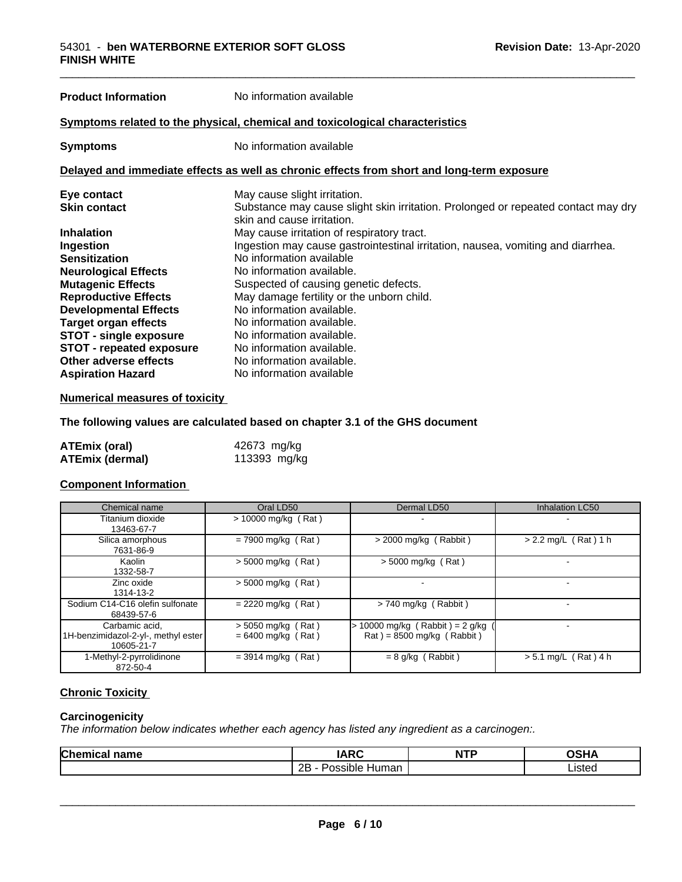**Product Information** No information available

**Symptoms related to the physical, chemical and toxicological characteristics**

**Symptoms** No information available

**Delayed and immediate effects as well as chronic effects from short and long-term exposure**

| | |
|---|---|
| **Eye contact** | May cause slight irritation. |
| **Skin contact** | Substance may cause slight skin irritation. Prolonged or repeated contact may dry skin and cause irritation. |
| **Inhalation** | May cause irritation of respiratory tract. |
| **Ingestion** | Ingestion may cause gastrointestinal irritation, nausea, vomiting and diarrhea. |
| **Sensitization** | No information available |
| **Neurological Effects** | No information available. |
| **Mutagenic Effects** | Suspected of causing genetic defects. |
| **Reproductive Effects** | May damage fertility or the unborn child. |
| **Developmental Effects** | No information available. |
| **Target organ effects** | No information available. |
| **STOT - single exposure** | No information available. |
| **STOT - repeated exposure** | No information available. |
| **Other adverse effects** | No information available. |
| **Aspiration Hazard** | No information available |

**Numerical measures of toxicity**

**The following values are calculated based on chapter 3.1 of the GHS document**

| | |
|---|---|
| **ATEmix (oral)** | 42673 mg/kg |
| **ATEmix (dermal)** | 113393 mg/kg |

**Component Information**

| Chemical name | Oral LD50 | Dermal LD50 | Inhalation LC50 |
|---|---|---|---|
| Titanium dioxide 13463-67-7 | > 10000 mg/kg ( Rat ) | - | - |
| Silica amorphous 7631-86-9 | = 7900 mg/kg ( Rat ) | > 2000 mg/kg ( Rabbit ) | > 2.2 mg/L ( Rat ) 1 h |
| Kaolin 1332-58-7 | > 5000 mg/kg ( Rat ) | > 5000 mg/kg ( Rat ) | - |
| Zinc oxide 1314-13-2 | > 5000 mg/kg ( Rat ) | - | - |
| Sodium C14-C16 olefin sulfonate 68439-57-6 | = 2220 mg/kg ( Rat ) | > 740 mg/kg ( Rabbit ) | - |
| Carbamic acid, 1H-benzimidazol-2-yl-, methyl ester 10605-21-7 | > 5050 mg/kg ( Rat ) = 6400 mg/kg ( Rat ) | > 10000 mg/kg ( Rabbit ) = 2 g/kg ( Rat ) = 8500 mg/kg ( Rabbit ) | - |
| 1-Methyl-2-pyrrolidinone 872-50-4 | = 3914 mg/kg ( Rat ) | = 8 g/kg ( Rabbit ) | > 5.1 mg/L ( Rat ) 4 h |

**Chronic Toxicity**

**Carcinogenicity**

*The information below indicates whether each agency has listed any ingredient as a carcinogen:.*

| Chemical name | IARC | NTP | OSHA |
|---|---|---|---|
| | 2B - Possible Human | | Listed |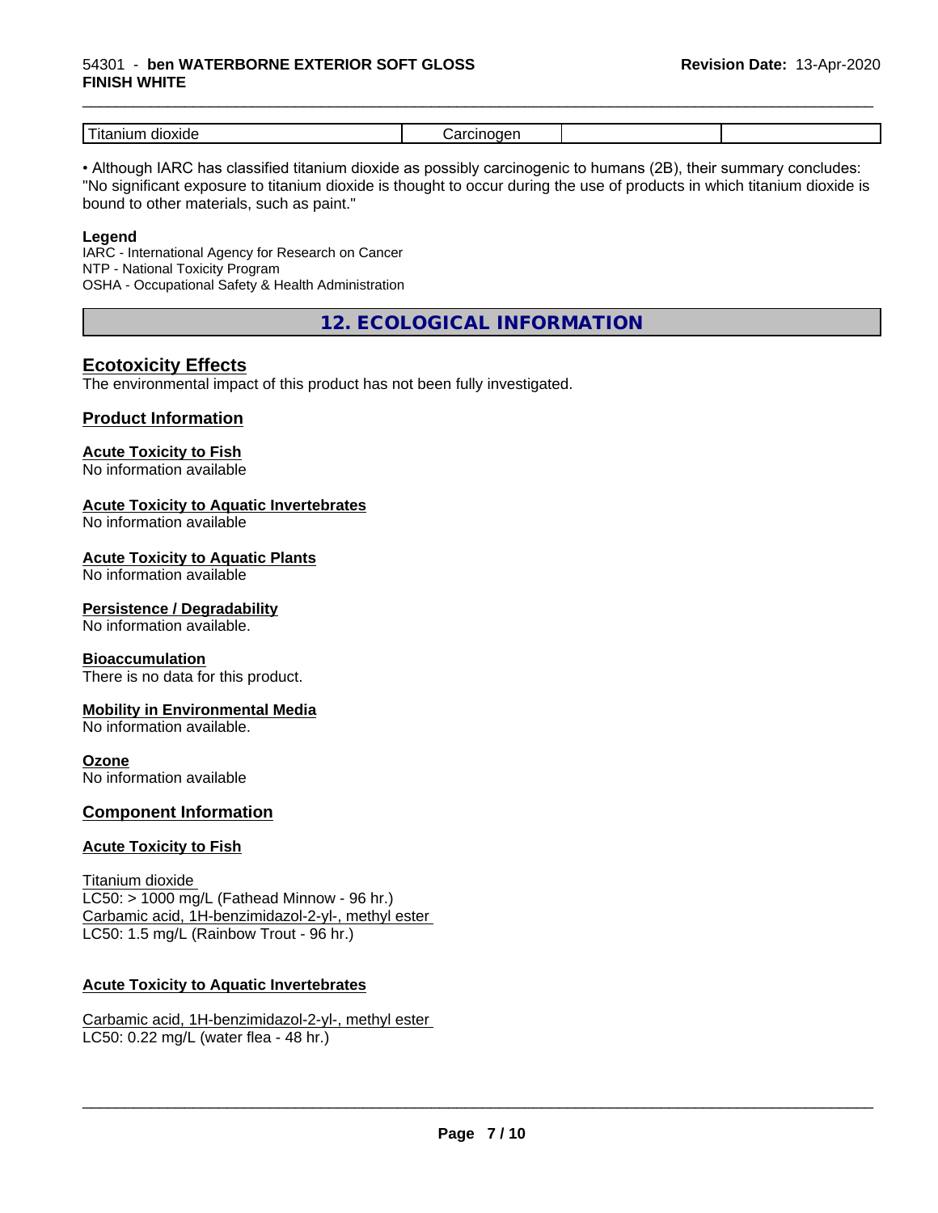| Titanium dioxide | Carcinogen | | |
|---|---|---|---|

• Although IARC has classified titanium dioxide as possibly carcinogenic to humans (2B), their summary concludes: "No significant exposure to titanium dioxide is thought to occur during the use of products in which titanium dioxide is bound to other materials, such as paint."

**Legend**

IARC - International Agency for Research on Cancer
NTP - National Toxicity Program
OSHA - Occupational Safety & Health Administration

## 12. ECOLOGICAL INFORMATION

### Ecotoxicity Effects

The environmental impact of this product has not been fully investigated.

### Product Information

#### Acute Toxicity to Fish

No information available

#### Acute Toxicity to Aquatic Invertebrates

No information available

#### Acute Toxicity to Aquatic Plants

No information available

#### Persistence / Degradability

No information available.

#### Bioaccumulation

There is no data for this product.

#### Mobility in Environmental Media

No information available.

#### Ozone

No information available

### Component Information

#### Acute Toxicity to Fish

Titanium dioxide
LC50: > 1000 mg/L (Fathead Minnow - 96 hr.)
Carbamic acid, 1H-benzimidazol-2-yl-, methyl ester
LC50: 1.5 mg/L (Rainbow Trout - 96 hr.)

#### Acute Toxicity to Aquatic Invertebrates

Carbamic acid, 1H-benzimidazol-2-yl-, methyl ester
LC50: 0.22 mg/L (water flea - 48 hr.)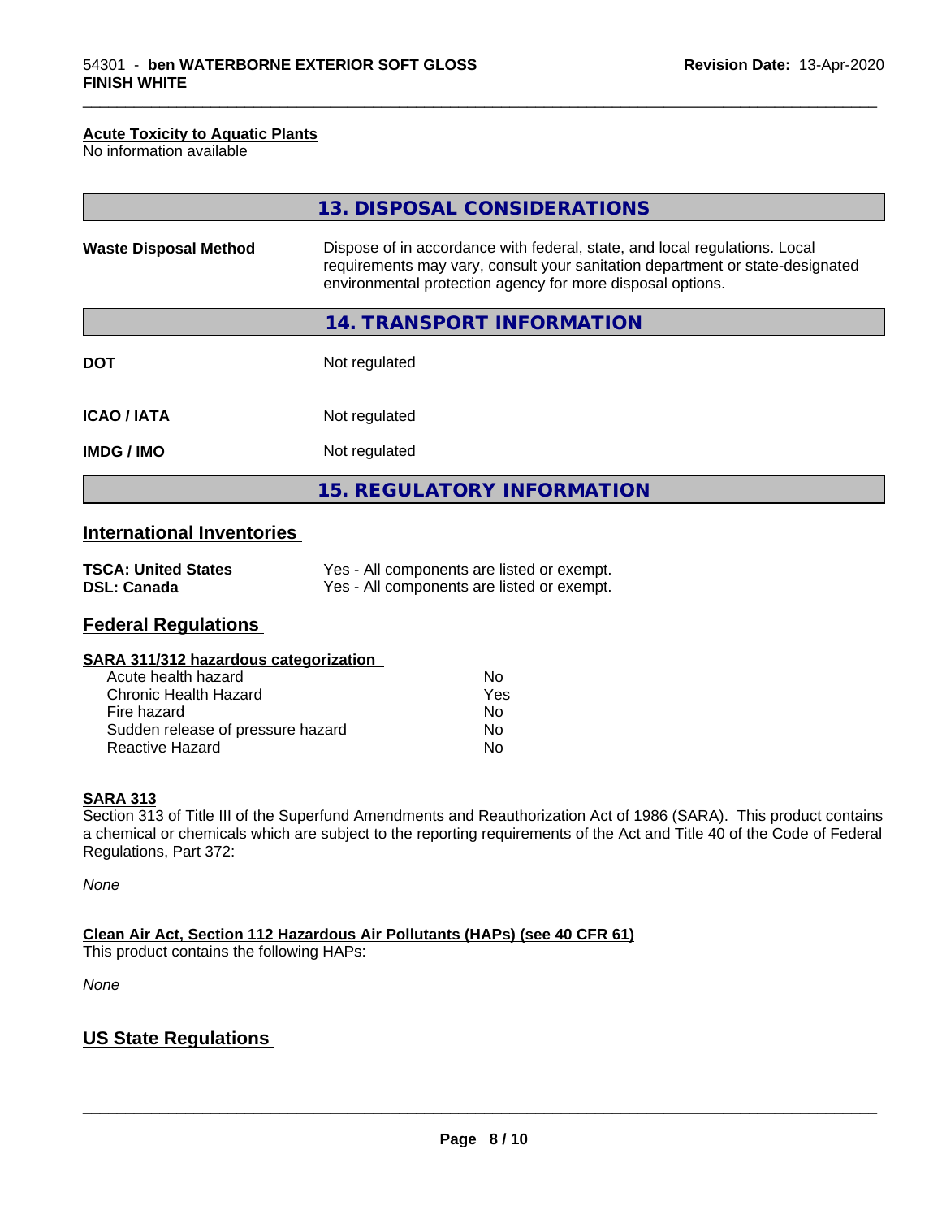### Acute Toxicity to Aquatic Plants

No information available

## 13. DISPOSAL CONSIDERATIONS

| | |
|---|---|
| **Waste Disposal Method** | Dispose of in accordance with federal, state, and local regulations. Local requirements may vary, consult your sanitation department or state-designated environmental protection agency for more disposal options. |

## 14. TRANSPORT INFORMATION

| | |
|---|---|
| **DOT** | Not regulated |
| **ICAO / IATA** | Not regulated |
| **IMDG / IMO** | Not regulated |

## 15. REGULATORY INFORMATION

### International Inventories

| | |
|---|---|
| **TSCA: United States** | Yes - All components are listed or exempt. |
| **DSL: Canada** | Yes - All components are listed or exempt. |

### Federal Regulations

**SARA 311/312 hazardous categorization**

| | |
|---|---|
| Acute health hazard | No |
| Chronic Health Hazard | Yes |
| Fire hazard | No |
| Sudden release of pressure hazard | No |
| Reactive Hazard | No |

**SARA 313**

Section 313 of Title III of the Superfund Amendments and Reauthorization Act of 1986 (SARA). This product contains a chemical or chemicals which are subject to the reporting requirements of the Act and Title 40 of the Code of Federal Regulations, Part 372:

*None*

**Clean Air Act, Section 112 Hazardous Air Pollutants (HAPs) (see 40 CFR 61)**

This product contains the following HAPs:

*None*

### US State Regulations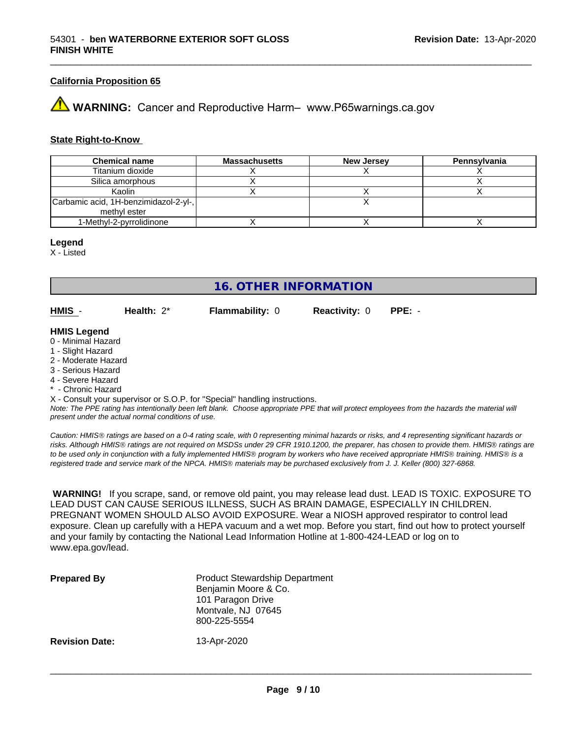#### California Proposition 65

⚠ **WARNING:** Cancer and Reproductive Harm– www.P65warnings.ca.gov

#### State Right-to-Know

| Chemical name | Massachusetts | New Jersey | Pennsylvania |
|---|---|---|---|
| Titanium dioxide | X | X | X |
| Silica amorphous | X | | X |
| Kaolin | X | X | X |
| Carbamic acid, 1H-benzimidazol-2-yl-, methyl ester | | X | |
| 1-Methyl-2-pyrrolidinone | X | X | X |

**Legend**

X - Listed

## 16. OTHER INFORMATION

**HMIS** - **Health:** 2* **Flammability:** 0 **Reactivity:** 0 **PPE:** -

**HMIS Legend**

0 - Minimal Hazard
1 - Slight Hazard
2 - Moderate Hazard
3 - Serious Hazard
4 - Severe Hazard
* - Chronic Hazard
X - Consult your supervisor or S.O.P. for "Special" handling instructions.

*Note: The PPE rating has intentionally been left blank. Choose appropriate PPE that will protect employees from the hazards the material will present under the actual normal conditions of use.*

*Caution: HMIS® ratings are based on a 0-4 rating scale, with 0 representing minimal hazards or risks, and 4 representing significant hazards or risks. Although HMIS® ratings are not required on MSDSs under 29 CFR 1910.1200, the preparer, has chosen to provide them. HMIS® ratings are to be used only in conjunction with a fully implemented HMIS® program by workers who have received appropriate HMIS® training. HMIS® is a registered trade and service mark of the NPCA. HMIS® materials may be purchased exclusively from J. J. Keller (800) 327-6868.*

**WARNING!** If you scrape, sand, or remove old paint, you may release lead dust. LEAD IS TOXIC. EXPOSURE TO LEAD DUST CAN CAUSE SERIOUS ILLNESS, SUCH AS BRAIN DAMAGE, ESPECIALLY IN CHILDREN. PREGNANT WOMEN SHOULD ALSO AVOID EXPOSURE. Wear a NIOSH approved respirator to control lead exposure. Clean up carefully with a HEPA vacuum and a wet mop. Before you start, find out how to protect yourself and your family by contacting the National Lead Information Hotline at 1-800-424-LEAD or log on to www.epa.gov/lead.

**Prepared By**
Product Stewardship Department
Benjamin Moore & Co.
101 Paragon Drive
Montvale, NJ 07645
800-225-5554

**Revision Date:** 13-Apr-2020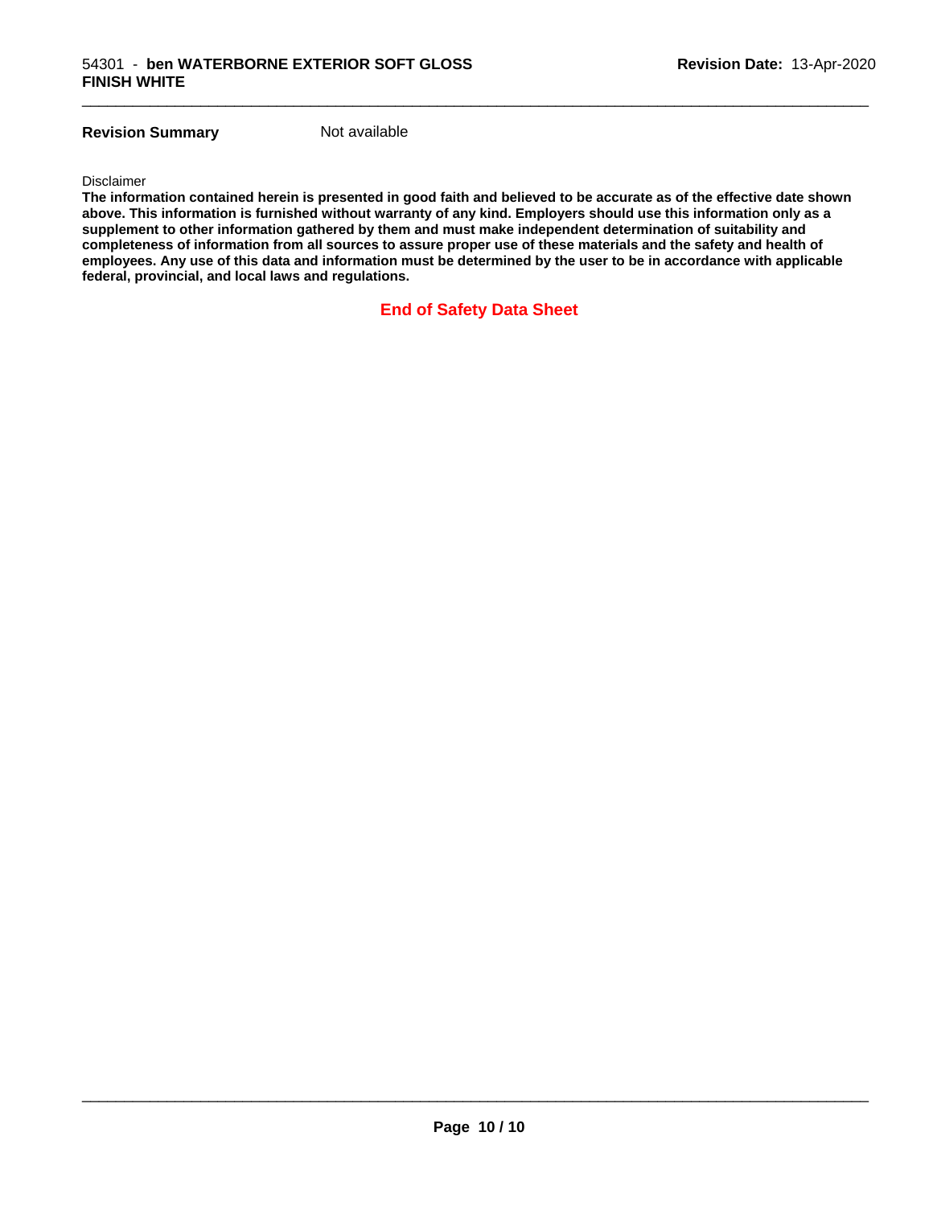**Revision Summary** Not available

Disclaimer

**The information contained herein is presented in good faith and believed to be accurate as of the effective date shown above. This information is furnished without warranty of any kind. Employers should use this information only as a supplement to other information gathered by them and must make independent determination of suitability and completeness of information from all sources to assure proper use of these materials and the safety and health of employees. Any use of this data and information must be determined by the user to be in accordance with applicable federal, provincial, and local laws and regulations.**

**End of Safety Data Sheet**